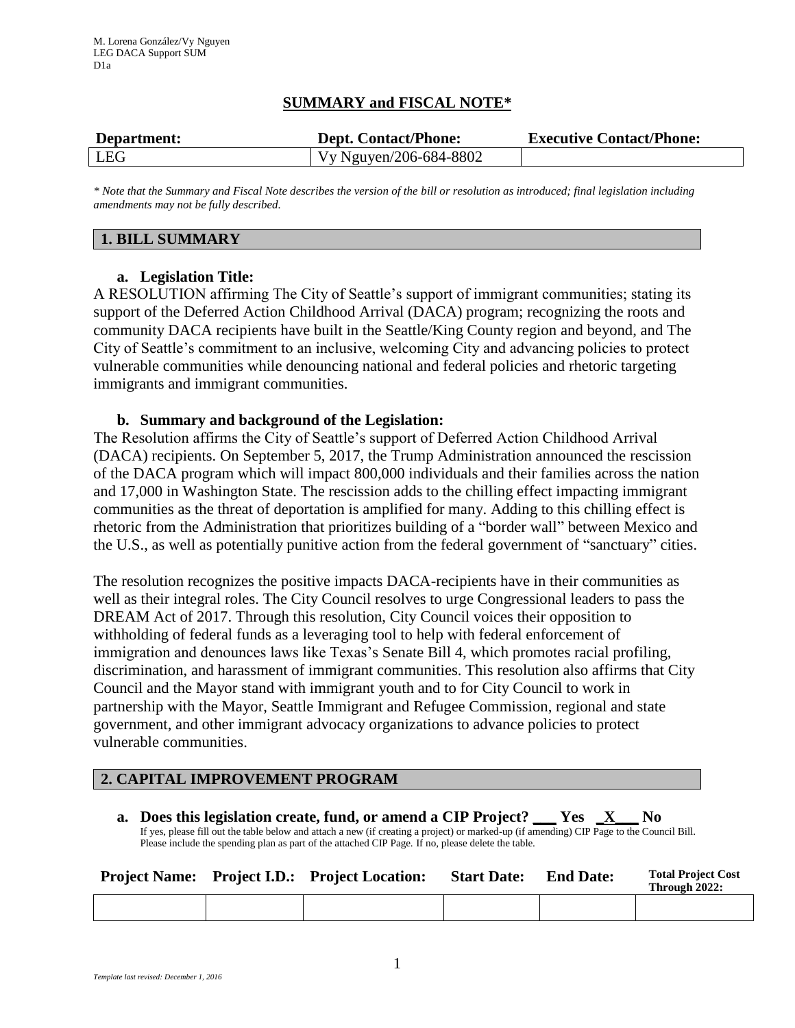M. Lorena González/Vy Nguyen
LEG DACA Support SUM
D1a

## SUMMARY and FISCAL NOTE*

| Department: | Dept. Contact/Phone: | Executive Contact/Phone: |
|---|---|---|
| LEG | Vy Nguyen/206-684-8802 | |

*\* Note that the Summary and Fiscal Note describes the version of the bill or resolution as introduced; final legislation including amendments may not be fully described.*

## 1. BILL SUMMARY

**a. Legislation Title:**

A RESOLUTION affirming The City of Seattle's support of immigrant communities; stating its support of the Deferred Action Childhood Arrival (DACA) program; recognizing the roots and community DACA recipients have built in the Seattle/King County region and beyond, and The City of Seattle's commitment to an inclusive, welcoming City and advancing policies to protect vulnerable communities while denouncing national and federal policies and rhetoric targeting immigrants and immigrant communities.

**b. Summary and background of the Legislation:**

The Resolution affirms the City of Seattle's support of Deferred Action Childhood Arrival (DACA) recipients. On September 5, 2017, the Trump Administration announced the rescission of the DACA program which will impact 800,000 individuals and their families across the nation and 17,000 in Washington State. The rescission adds to the chilling effect impacting immigrant communities as the threat of deportation is amplified for many. Adding to this chilling effect is rhetoric from the Administration that prioritizes building of a "border wall" between Mexico and the U.S., as well as potentially punitive action from the federal government of "sanctuary" cities.

The resolution recognizes the positive impacts DACA-recipients have in their communities as well as their integral roles. The City Council resolves to urge Congressional leaders to pass the DREAM Act of 2017. Through this resolution, City Council voices their opposition to withholding of federal funds as a leveraging tool to help with federal enforcement of immigration and denounces laws like Texas's Senate Bill 4, which promotes racial profiling, discrimination, and harassment of immigrant communities. This resolution also affirms that City Council and the Mayor stand with immigrant youth and to for City Council to work in partnership with the Mayor, Seattle Immigrant and Refugee Commission, regional and state government, and other immigrant advocacy organizations to advance policies to protect vulnerable communities.

## 2. CAPITAL IMPROVEMENT PROGRAM

**a. Does this legislation create, fund, or amend a CIP Project? \_\_\_ Yes \_X\_\_ No**

If yes, please fill out the table below and attach a new (if creating a project) or marked-up (if amending) CIP Page to the Council Bill. Please include the spending plan as part of the attached CIP Page. If no, please delete the table.

| Project Name: | Project I.D.: | Project Location: | Start Date: | End Date: | Total Project Cost Through 2022: |
|---|---|---|---|---|---|
| | | | | | |

*Template last revised: December 1, 2016*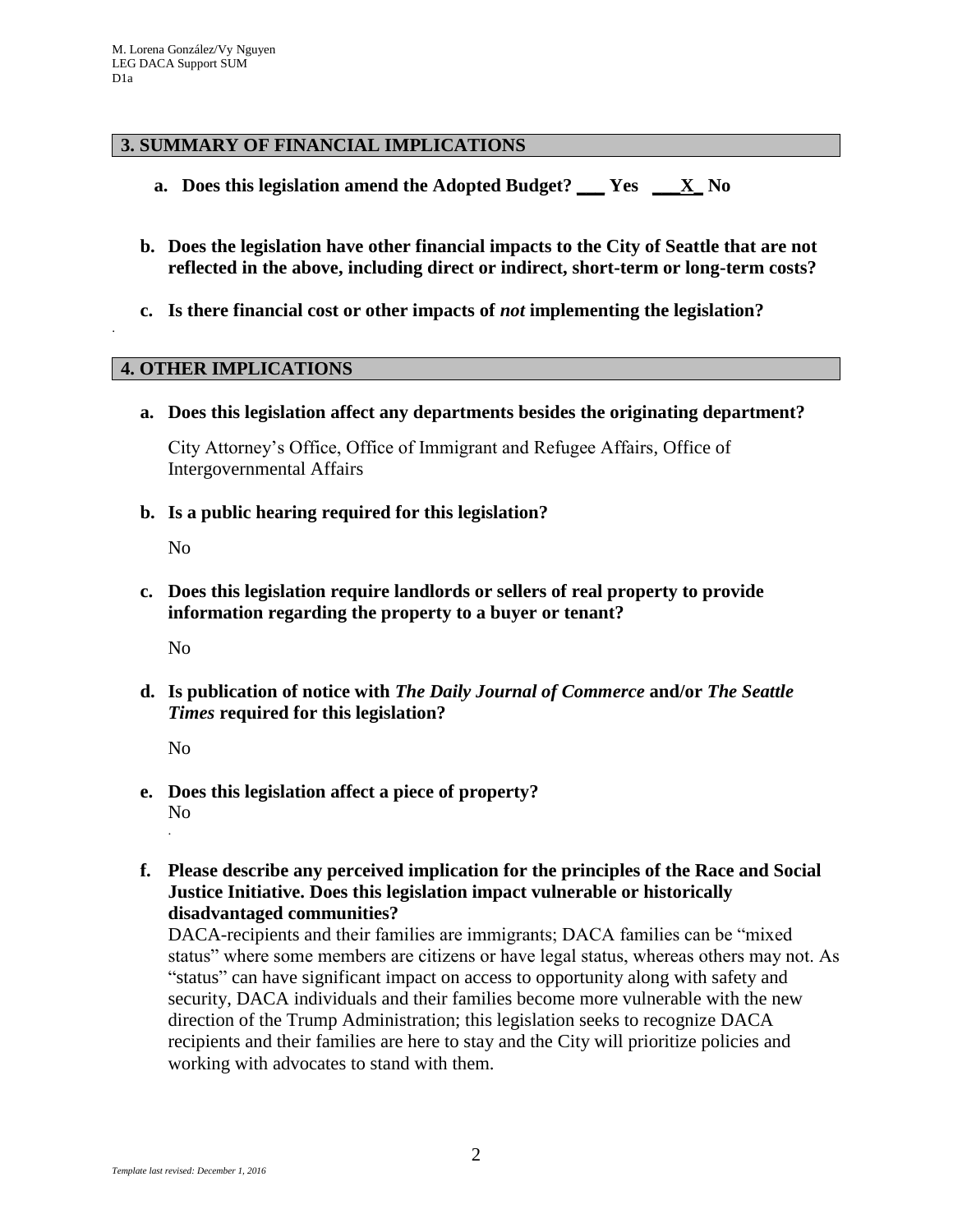## 3. SUMMARY OF FINANCIAL IMPLICATIONS

**a. Does this legislation amend the Adopted Budget? ___ Yes ___X_ No**

**b. Does the legislation have other financial impacts to the City of Seattle that are not reflected in the above, including direct or indirect, short-term or long-term costs?**

**c. Is there financial cost or other impacts of *not* implementing the legislation?**

## 4. OTHER IMPLICATIONS

**a. Does this legislation affect any departments besides the originating department?**

City Attorney's Office, Office of Immigrant and Refugee Affairs, Office of Intergovernmental Affairs

**b. Is a public hearing required for this legislation?**

No

**c. Does this legislation require landlords or sellers of real property to provide information regarding the property to a buyer or tenant?**

No

**d. Is publication of notice with *The Daily Journal of Commerce* and/or *The Seattle Times* required for this legislation?**

No

**e. Does this legislation affect a piece of property?**

No

**f. Please describe any perceived implication for the principles of the Race and Social Justice Initiative. Does this legislation impact vulnerable or historically disadvantaged communities?**

DACA-recipients and their families are immigrants; DACA families can be "mixed status" where some members are citizens or have legal status, whereas others may not. As "status" can have significant impact on access to opportunity along with safety and security, DACA individuals and their families become more vulnerable with the new direction of the Trump Administration; this legislation seeks to recognize DACA recipients and their families are here to stay and the City will prioritize policies and working with advocates to stand with them.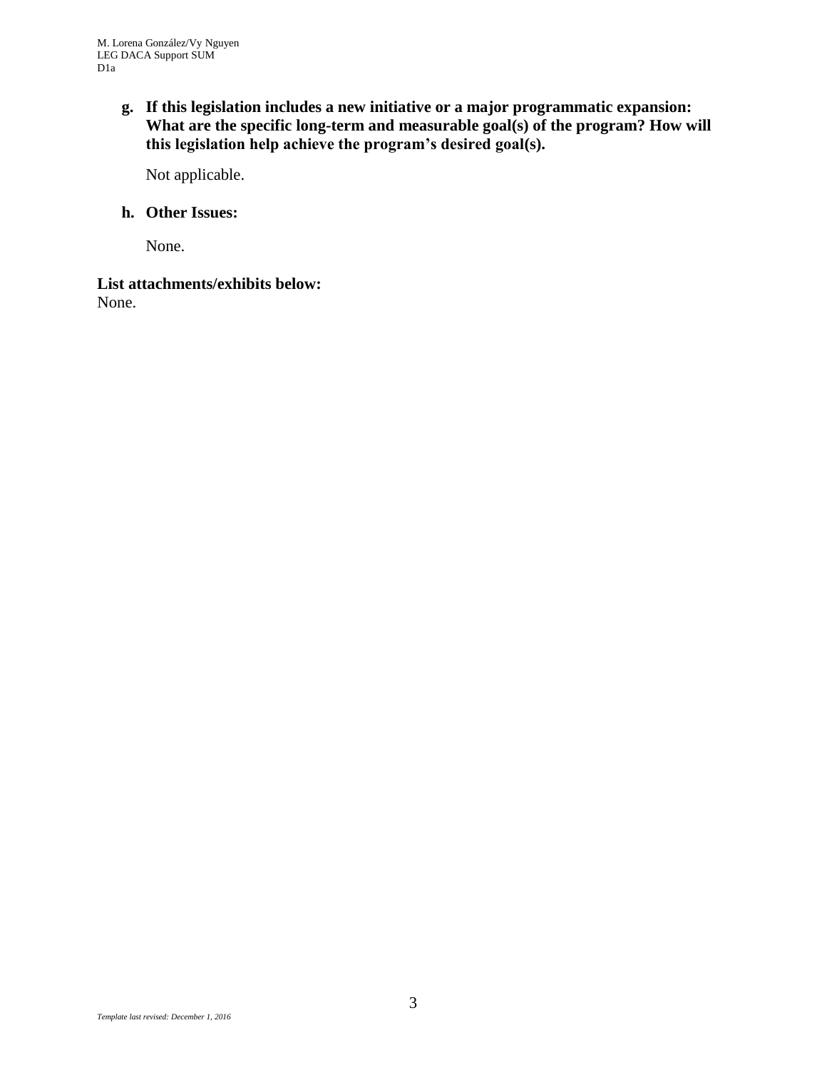**g. If this legislation includes a new initiative or a major programmatic expansion: What are the specific long-term and measurable goal(s) of the program? How will this legislation help achieve the program's desired goal(s).**

Not applicable.

**h. Other Issues:**

None.

**List attachments/exhibits below:**

None.